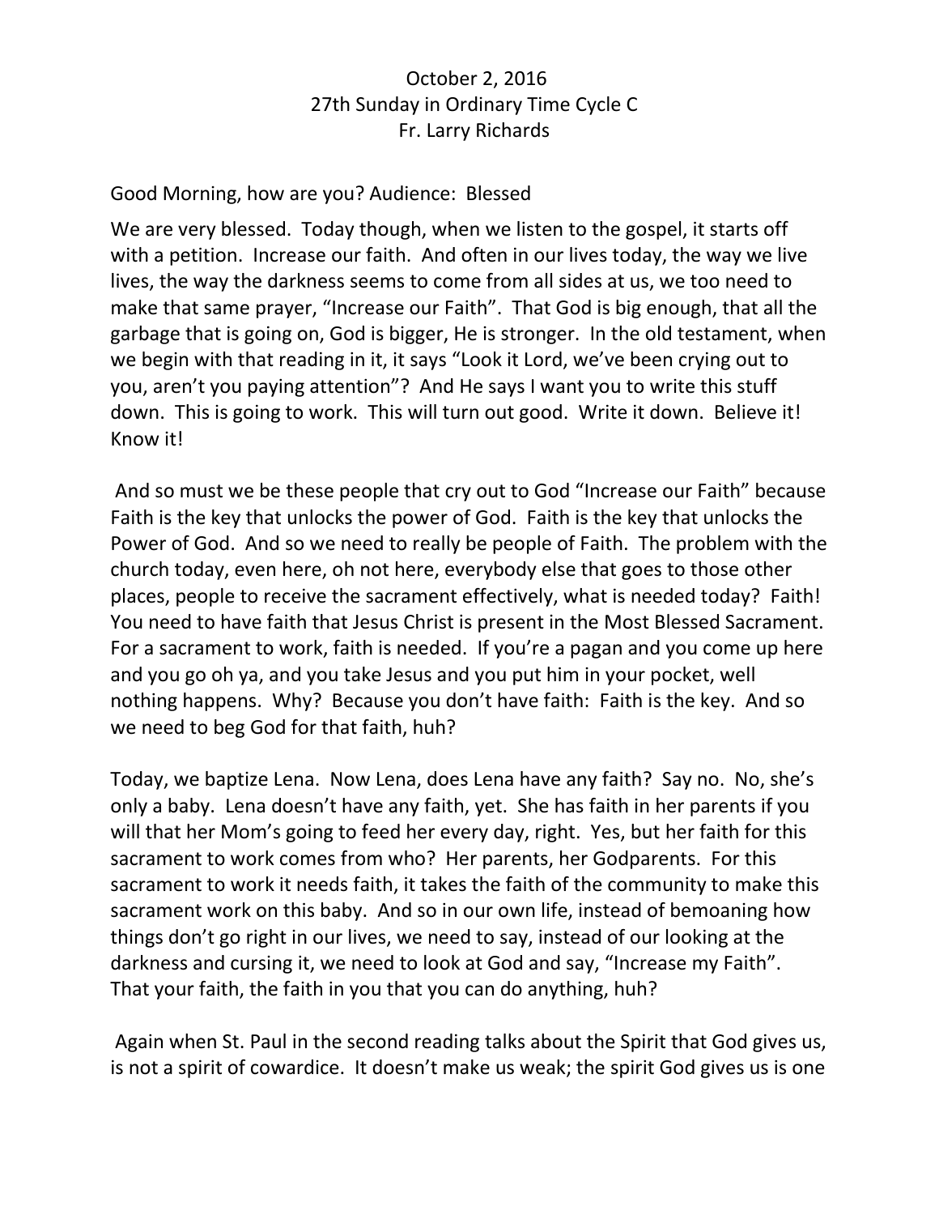October 2, 2016
27th Sunday in Ordinary Time Cycle C
Fr. Larry Richards

Good Morning, how are you? Audience: Blessed

We are very blessed. Today though, when we listen to the gospel, it starts off with a petition. Increase our faith. And often in our lives today, the way we live lives, the way the darkness seems to come from all sides at us, we too need to make that same prayer, "Increase our Faith". That God is big enough, that all the garbage that is going on, God is bigger, He is stronger. In the old testament, when we begin with that reading in it, it says "Look it Lord, we've been crying out to you, aren't you paying attention"? And He says I want you to write this stuff down. This is going to work. This will turn out good. Write it down. Believe it! Know it!

And so must we be these people that cry out to God "Increase our Faith" because Faith is the key that unlocks the power of God. Faith is the key that unlocks the Power of God. And so we need to really be people of Faith. The problem with the church today, even here, oh not here, everybody else that goes to those other places, people to receive the sacrament effectively, what is needed today? Faith! You need to have faith that Jesus Christ is present in the Most Blessed Sacrament. For a sacrament to work, faith is needed. If you're a pagan and you come up here and you go oh ya, and you take Jesus and you put him in your pocket, well nothing happens. Why? Because you don't have faith: Faith is the key. And so we need to beg God for that faith, huh?

Today, we baptize Lena. Now Lena, does Lena have any faith? Say no. No, she's only a baby. Lena doesn't have any faith, yet. She has faith in her parents if you will that her Mom's going to feed her every day, right. Yes, but her faith for this sacrament to work comes from who? Her parents, her Godparents. For this sacrament to work it needs faith, it takes the faith of the community to make this sacrament work on this baby. And so in our own life, instead of bemoaning how things don't go right in our lives, we need to say, instead of our looking at the darkness and cursing it, we need to look at God and say, "Increase my Faith". That your faith, the faith in you that you can do anything, huh?

Again when St. Paul in the second reading talks about the Spirit that God gives us, is not a spirit of cowardice. It doesn't make us weak; the spirit God gives us is one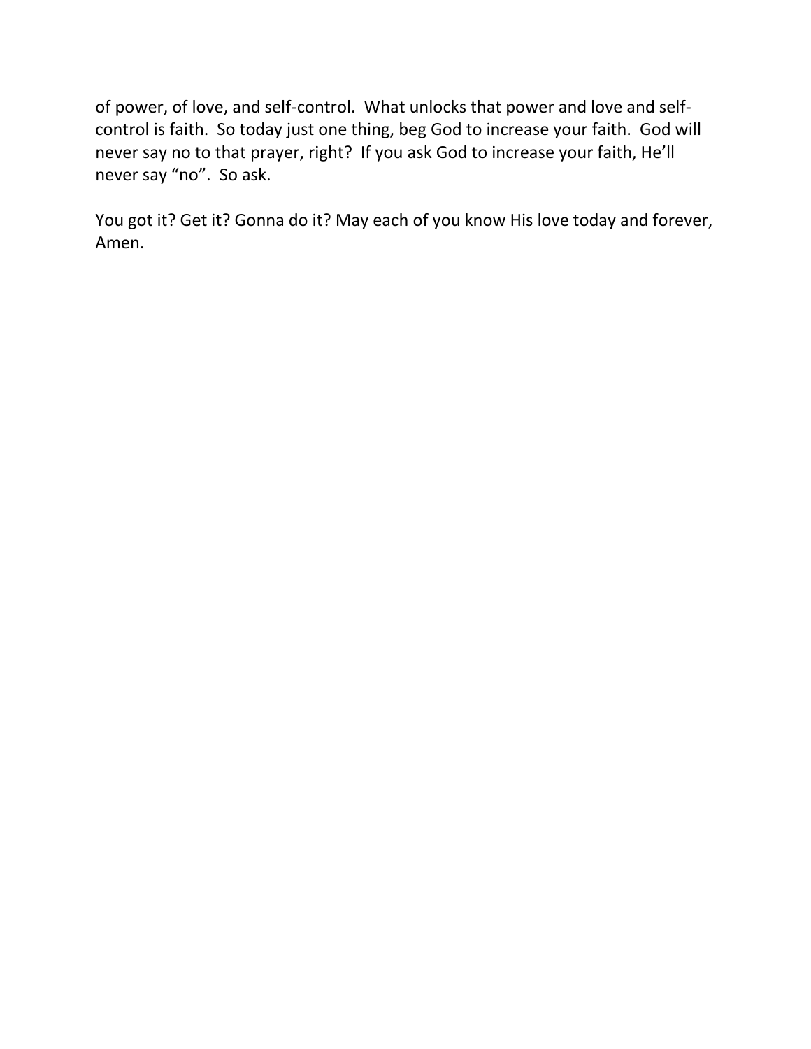of power, of love, and self-control. What unlocks that power and love and self-control is faith. So today just one thing, beg God to increase your faith. God will never say no to that prayer, right? If you ask God to increase your faith, He'll never say "no". So ask.

You got it? Get it? Gonna do it? May each of you know His love today and forever, Amen.